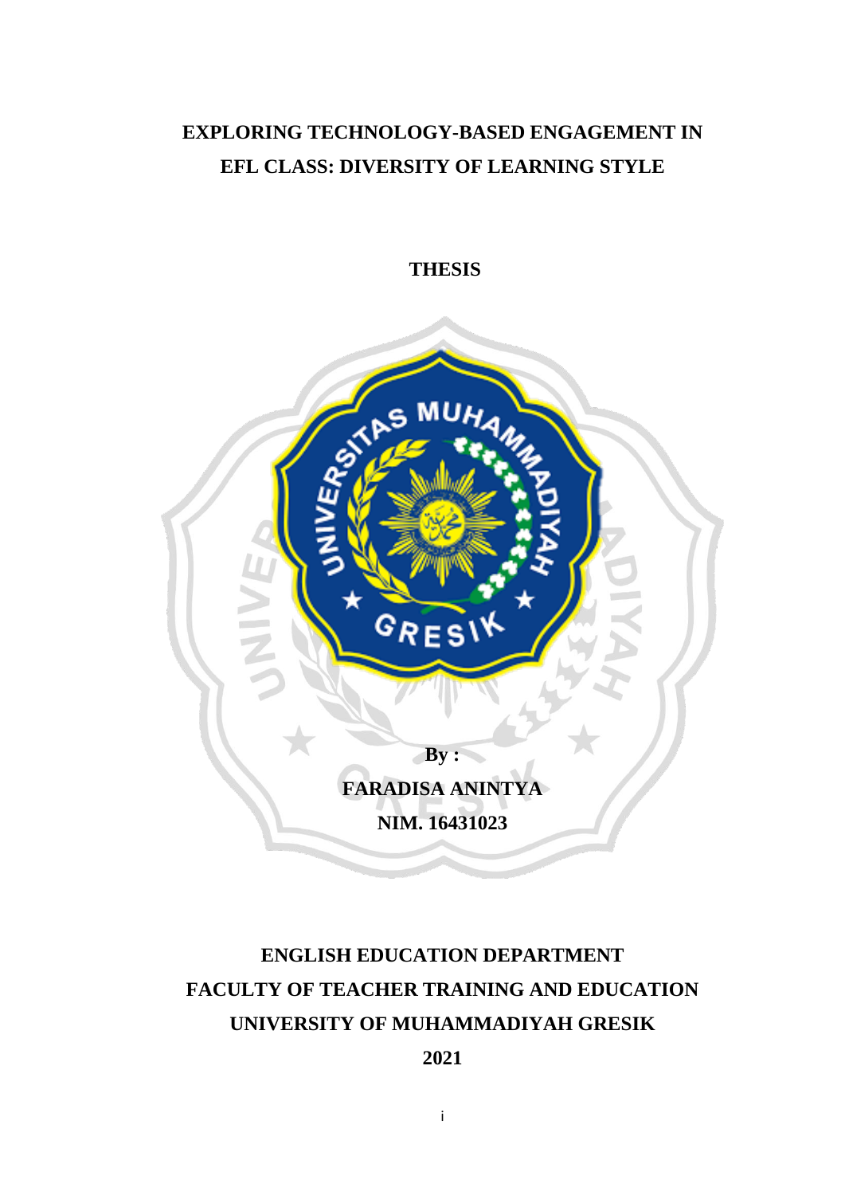# EXPLORING TECHNOLOGY-BASED ENGAGEMENT IN EFL CLASS: DIVERSITY OF LEARNING STYLE

**THESIS**

**By :**

**FARADISA ANINTYA**

**NIM. 16431023**

**ENGLISH EDUCATION DEPARTMENT**
**FACULTY OF TEACHER TRAINING AND EDUCATION**
**UNIVERSITY OF MUHAMMADIYAH GRESIK**
**2021**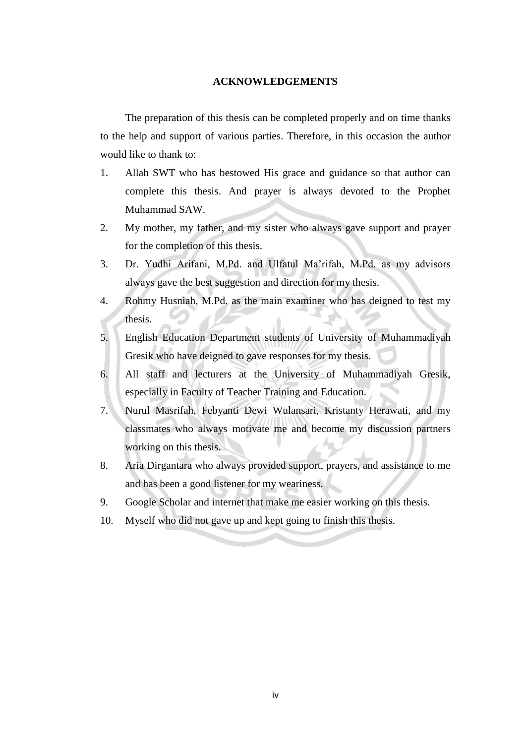# ACKNOWLEDGEMENTS

The preparation of this thesis can be completed properly and on time thanks to the help and support of various parties. Therefore, in this occasion the author would like to thank to:

1. Allah SWT who has bestowed His grace and guidance so that author can complete this thesis. And prayer is always devoted to the Prophet Muhammad SAW.
2. My mother, my father, and my sister who always gave support and prayer for the completion of this thesis.
3. Dr. Yudhi Arifani, M.Pd. and Ulfatul Ma'rifah, M.Pd. as my advisors always gave the best suggestion and direction for my thesis.
4. Rohmy Husniah, M.Pd. as the main examiner who has deigned to test my thesis.
5. English Education Department students of University of Muhammadiyah Gresik who have deigned to gave responses for my thesis.
6. All staff and lecturers at the University of Muhammadiyah Gresik, especially in Faculty of Teacher Training and Education.
7. Nurul Masrifah, Febyanti Dewi Wulansari, Kristanty Herawati, and my classmates who always motivate me and become my discussion partners working on this thesis.
8. Aria Dirgantara who always provided support, prayers, and assistance to me and has been a good listener for my weariness.
9. Google Scholar and internet that make me easier working on this thesis.
10. Myself who did not gave up and kept going to finish this thesis.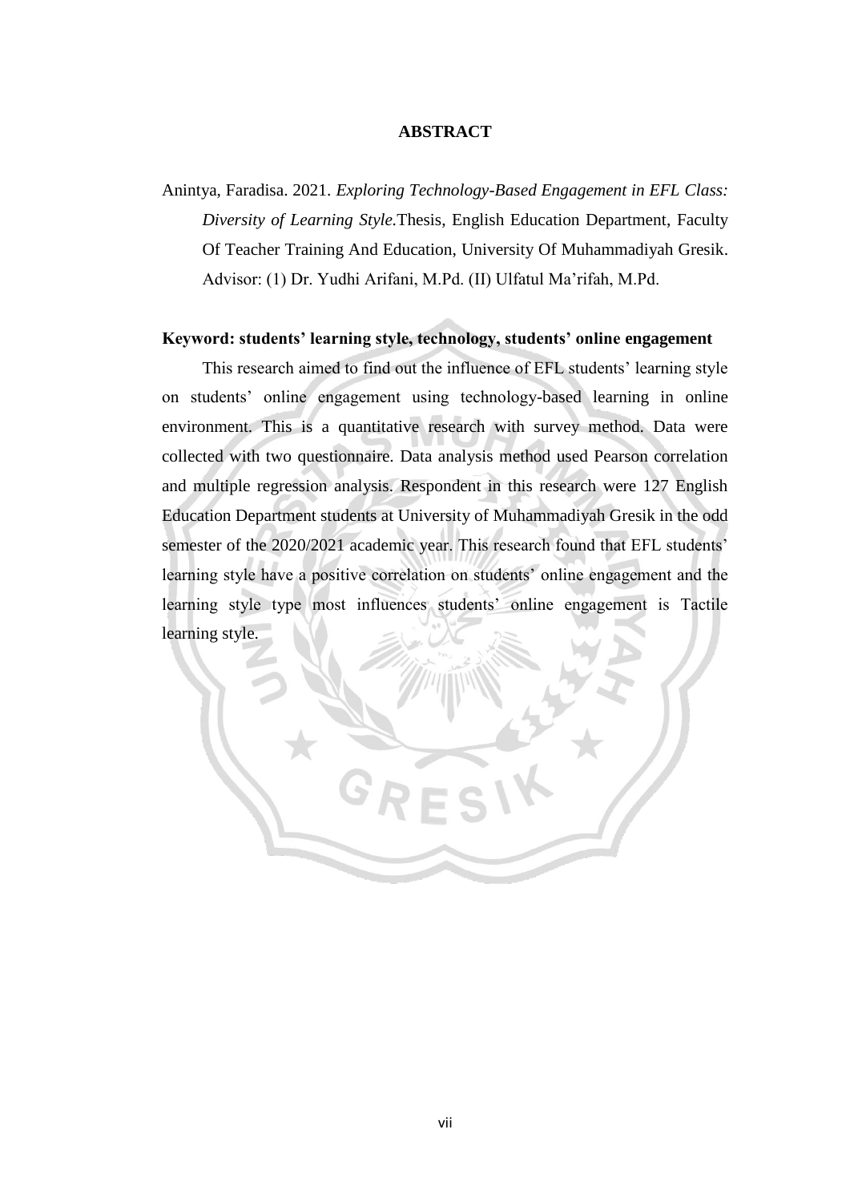# ABSTRACT

Anintya, Faradisa. 2021. *Exploring Technology-Based Engagement in EFL Class: Diversity of Learning Style.*Thesis, English Education Department, Faculty Of Teacher Training And Education, University Of Muhammadiyah Gresik. Advisor: (1) Dr. Yudhi Arifani, M.Pd. (II) Ulfatul Ma'rifah, M.Pd.

**Keyword: students' learning style, technology, students' online engagement**

This research aimed to find out the influence of EFL students' learning style on students' online engagement using technology-based learning in online environment. This is a quantitative research with survey method. Data were collected with two questionnaire. Data analysis method used Pearson correlation and multiple regression analysis. Respondent in this research were 127 English Education Department students at University of Muhammadiyah Gresik in the odd semester of the 2020/2021 academic year. This research found that EFL students' learning style have a positive correlation on students' online engagement and the learning style type most influences students' online engagement is Tactile learning style.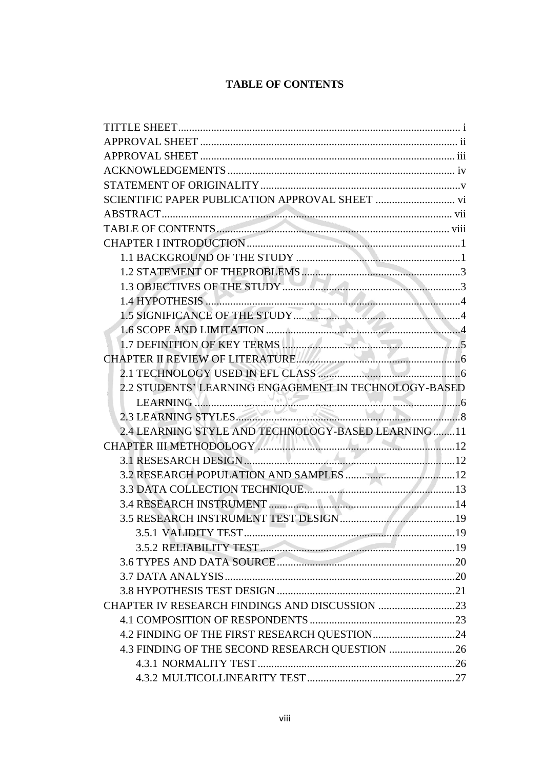**TABLE OF CONTENTS**

TITTLE SHEET ........ i
APPROVAL SHEET ........ ii
APPROVAL SHEET ........ iii
ACKNOWLEDGEMENTS ........ iv
STATEMENT OF ORIGINALITY ........ v
SCIENTIFIC PAPER PUBLICATION APPROVAL SHEET ........ vi
ABSTRACT ........ vii
TABLE OF CONTENTS ........ viii
CHAPTER I INTRODUCTION ........ 1
- 1.1 BACKGROUND OF THE STUDY ........ 1
- 1.2 STATEMENT OF THEPROBLEMS ........ 3
- 1.3 OBJECTIVES OF THE STUDY ........ 3
- 1.4 HYPOTHESIS ........ 4
- 1.5 SIGNIFICANCE OF THE STUDY ........ 4
- 1.6 SCOPE AND LIMITATION ........ 4
- 1.7 DEFINITION OF KEY TERMS ........ 5

CHAPTER II REVIEW OF LITERATURE ........ 6
- 2.1 TECHNOLOGY USED IN EFL CLASS ........ 6
- 2.2 STUDENTS' LEARNING ENGAGEMENT IN TECHNOLOGY-BASED LEARNING ........ 6
- 2.3 LEARNING STYLES ........ 8
- 2.4 LEARNING STYLE AND TECHNOLOGY-BASED LEARNING ........ 11

CHAPTER III METHODOLOGY ........ 12
- 3.1 RESESARCH DESIGN ........ 12
- 3.2 RESEARCH POPULATION AND SAMPLES ........ 12
- 3.3 DATA COLLECTION TECHNIQUE ........ 13
- 3.4 RESEARCH INSTRUMENT ........ 14
- 3.5 RESEARCH INSTRUMENT TEST DESIGN ........ 19
  - 3.5.1 VALIDITY TEST ........ 19
  - 3.5.2 RELIABILITY TEST ........ 19
- 3.6 TYPES AND DATA SOURCE ........ 20
- 3.7 DATA ANALYSIS ........ 20
- 3.8 HYPOTHESIS TEST DESIGN ........ 21

CHAPTER IV RESEARCH FINDINGS AND DISCUSSION ........ 23
- 4.1 COMPOSITION OF RESPONDENTS ........ 23
- 4.2 FINDING OF THE FIRST RESEARCH QUESTION ........ 24
- 4.3 FINDING OF THE SECOND RESEARCH QUESTION ........ 26
  - 4.3.1 NORMALITY TEST ........ 26
  - 4.3.2 MULTICOLLINEARITY TEST ........ 27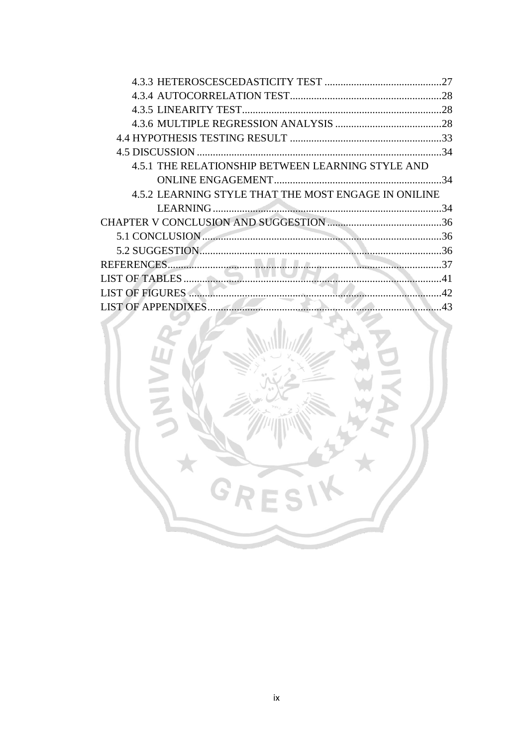4.3.3 HETEROSCESCEDASTICITY TEST ............................................27
4.3.4 AUTOCORRELATION TEST.........................................................28
4.3.5 LINEARITY TEST...........................................................................28
4.3.6 MULTIPLE REGRESSION ANALYSIS ........................................28
4.4 HYPOTHESIS TESTING RESULT .........................................................33
4.5 DISCUSSION ...........................................................................................34
4.5.1 THE RELATIONSHIP BETWEEN LEARNING STYLE AND ONLINE ENGAGEMENT...............................................................34
4.5.2 LEARNING STYLE THAT THE MOST ENGAGE IN ONILINE LEARNING .......................................................................................34
CHAPTER V CONCLUSION AND SUGGESTION ...........................................36
5.1 CONCLUSION .........................................................................................36
5.2 SUGGESTION...........................................................................................36
REFERENCES.......................................................................................................37
LIST OF TABLES ..................................................................................................41
LIST OF FIGURES ................................................................................................42
LIST OF APPENDIXES.........................................................................................43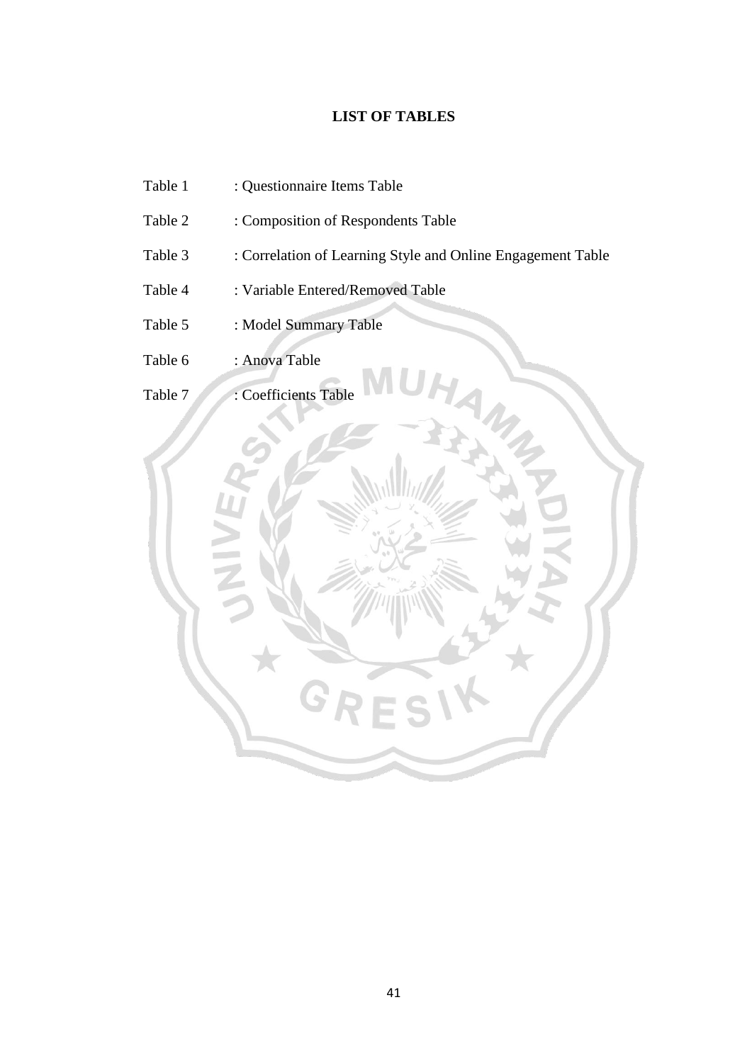# LIST OF TABLES

Table 1 : Questionnaire Items Table

Table 2 : Composition of Respondents Table

Table 3 : Correlation of Learning Style and Online Engagement Table

Table 4 : Variable Entered/Removed Table

Table 5 : Model Summary Table

Table 6 : Anova Table

Table 7 : Coefficients Table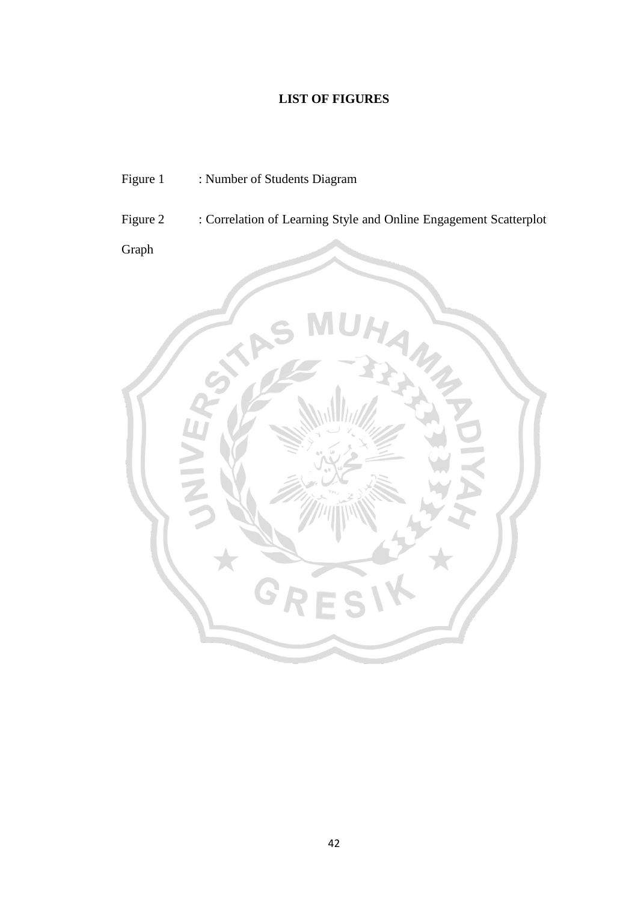## LIST OF FIGURES

Figure 1 : Number of Students Diagram

Figure 2 : Correlation of Learning Style and Online Engagement Scatterplot Graph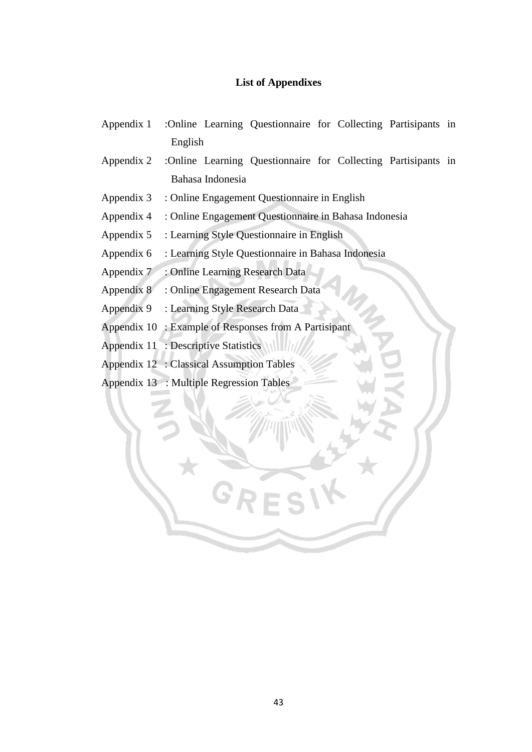## List of Appendixes

Appendix 1 :Online Learning Questionnaire for Collecting Partisipants in English

Appendix 2 :Online Learning Questionnaire for Collecting Partisipants in Bahasa Indonesia

Appendix 3 : Online Engagement Questionnaire in English

Appendix 4 : Online Engagement Questionnaire in Bahasa Indonesia

Appendix 5 : Learning Style Questionnaire in English

Appendix 6 : Learning Style Questionnaire in Bahasa Indonesia

Appendix 7 : Online Learning Research Data

Appendix 8 : Online Engagement Research Data

Appendix 9 : Learning Style Research Data

Appendix 10 : Example of Responses from A Partisipant

Appendix 11 : Descriptive Statistics

Appendix 12 : Classical Assumption Tables

Appendix 13 : Multiple Regression Tables